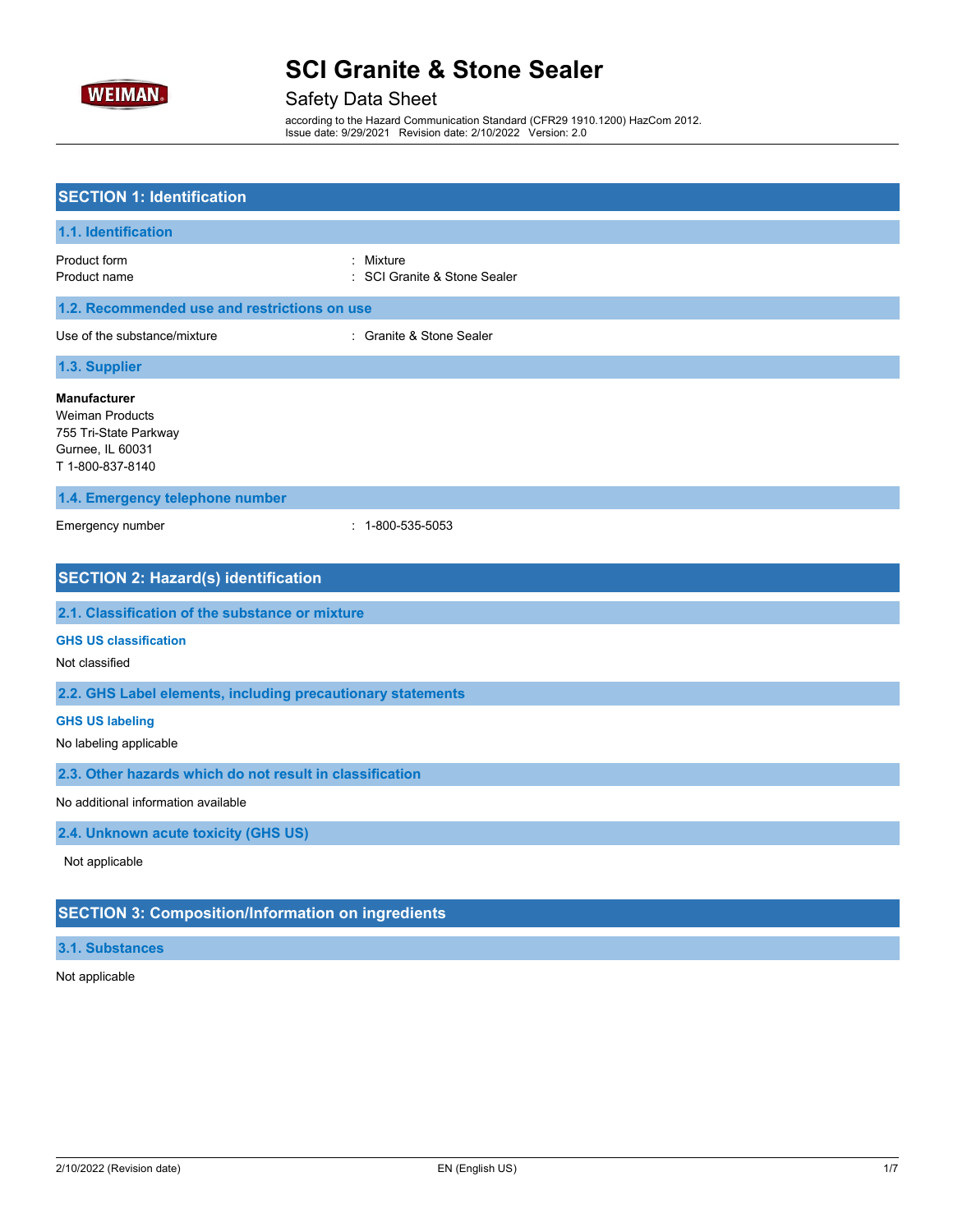# SCI Granite & Stone Sealer

## Safety Data Sheet

according to the Hazard Communication Standard (CFR29 1910.1200) HazCom 2012.
Issue date: 9/29/2021 Revision date: 2/10/2022 Version: 2.0

## SECTION 1: Identification

### 1.1. Identification

Product form : Mixture
Product name : SCI Granite & Stone Sealer

### 1.2. Recommended use and restrictions on use

Use of the substance/mixture : Granite & Stone Sealer

### 1.3. Supplier

**Manufacturer**
Weiman Products
755 Tri-State Parkway
Gurnee, IL 60031
T 1-800-837-8140

### 1.4. Emergency telephone number

Emergency number : 1-800-535-5053

## SECTION 2: Hazard(s) identification

### 2.1. Classification of the substance or mixture

**GHS US classification**

Not classified

### 2.2. GHS Label elements, including precautionary statements

**GHS US labeling**

No labeling applicable

### 2.3. Other hazards which do not result in classification

No additional information available

### 2.4. Unknown acute toxicity (GHS US)

Not applicable

## SECTION 3: Composition/Information on ingredients

### 3.1. Substances

Not applicable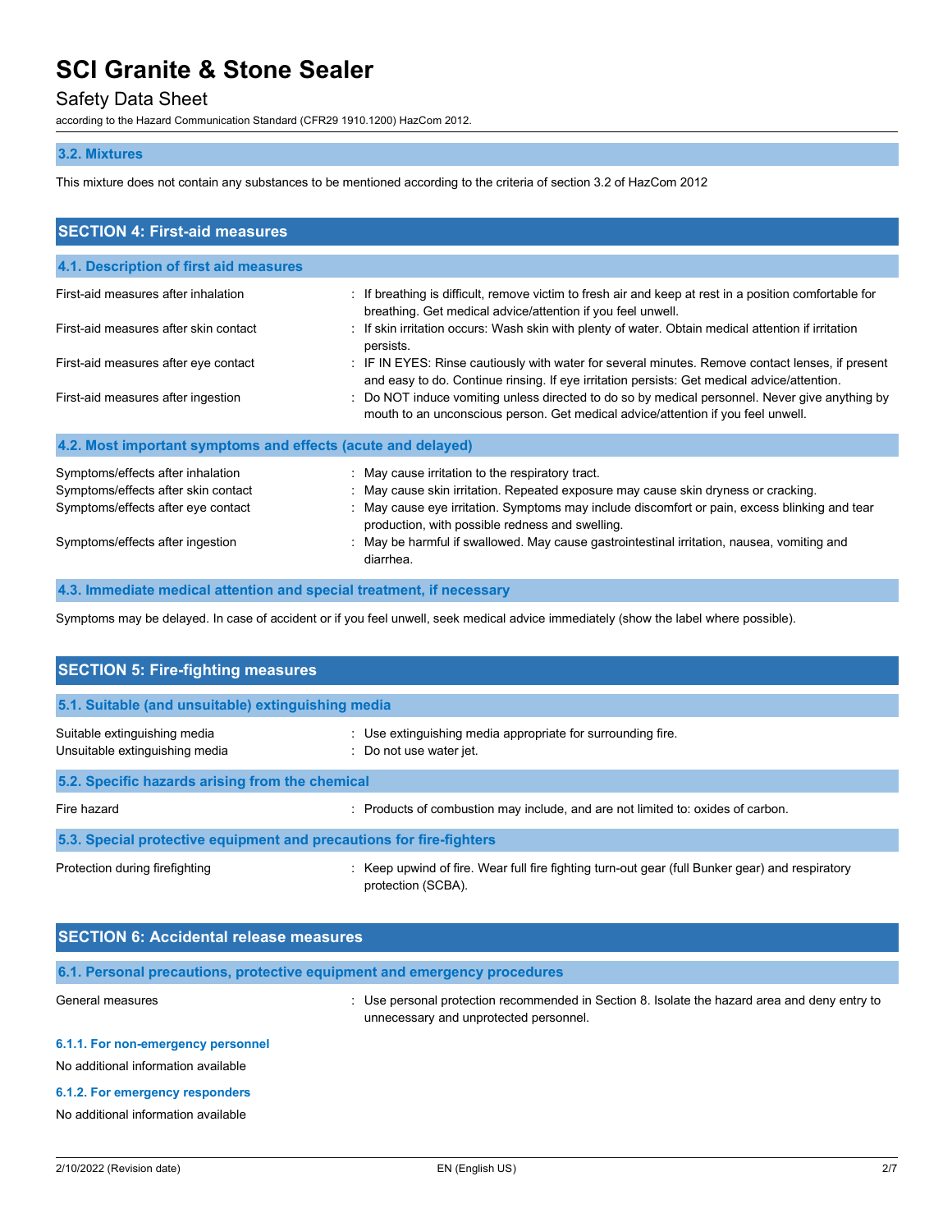### 3.2. Mixtures

This mixture does not contain any substances to be mentioned according to the criteria of section 3.2 of HazCom 2012

## SECTION 4: First-aid measures

### 4.1. Description of first aid measures

| | |
|---|---|
| First-aid measures after inhalation | : If breathing is difficult, remove victim to fresh air and keep at rest in a position comfortable for breathing. Get medical advice/attention if you feel unwell. |
| First-aid measures after skin contact | : If skin irritation occurs: Wash skin with plenty of water. Obtain medical attention if irritation persists. |
| First-aid measures after eye contact | : IF IN EYES: Rinse cautiously with water for several minutes. Remove contact lenses, if present and easy to do. Continue rinsing. If eye irritation persists: Get medical advice/attention. |
| First-aid measures after ingestion | : Do NOT induce vomiting unless directed to do so by medical personnel. Never give anything by mouth to an unconscious person. Get medical advice/attention if you feel unwell. |

### 4.2. Most important symptoms and effects (acute and delayed)

| | |
|---|---|
| Symptoms/effects after inhalation | : May cause irritation to the respiratory tract. |
| Symptoms/effects after skin contact | : May cause skin irritation. Repeated exposure may cause skin dryness or cracking. |
| Symptoms/effects after eye contact | : May cause eye irritation. Symptoms may include discomfort or pain, excess blinking and tear production, with possible redness and swelling. |
| Symptoms/effects after ingestion | : May be harmful if swallowed. May cause gastrointestinal irritation, nausea, vomiting and diarrhea. |

### 4.3. Immediate medical attention and special treatment, if necessary

Symptoms may be delayed. In case of accident or if you feel unwell, seek medical advice immediately (show the label where possible).

## SECTION 5: Fire-fighting measures

### 5.1. Suitable (and unsuitable) extinguishing media

| | |
|---|---|
| Suitable extinguishing media | : Use extinguishing media appropriate for surrounding fire. |
| Unsuitable extinguishing media | : Do not use water jet. |

### 5.2. Specific hazards arising from the chemical

| | |
|---|---|
| Fire hazard | : Products of combustion may include, and are not limited to: oxides of carbon. |

### 5.3. Special protective equipment and precautions for fire-fighters

| | |
|---|---|
| Protection during firefighting | : Keep upwind of fire. Wear full fire fighting turn-out gear (full Bunker gear) and respiratory protection (SCBA). |

## SECTION 6: Accidental release measures

### 6.1. Personal precautions, protective equipment and emergency procedures

| | |
|---|---|
| General measures | : Use personal protection recommended in Section 8. Isolate the hazard area and deny entry to unnecessary and unprotected personnel. |

#### 6.1.1. For non-emergency personnel

No additional information available

#### 6.1.2. For emergency responders

No additional information available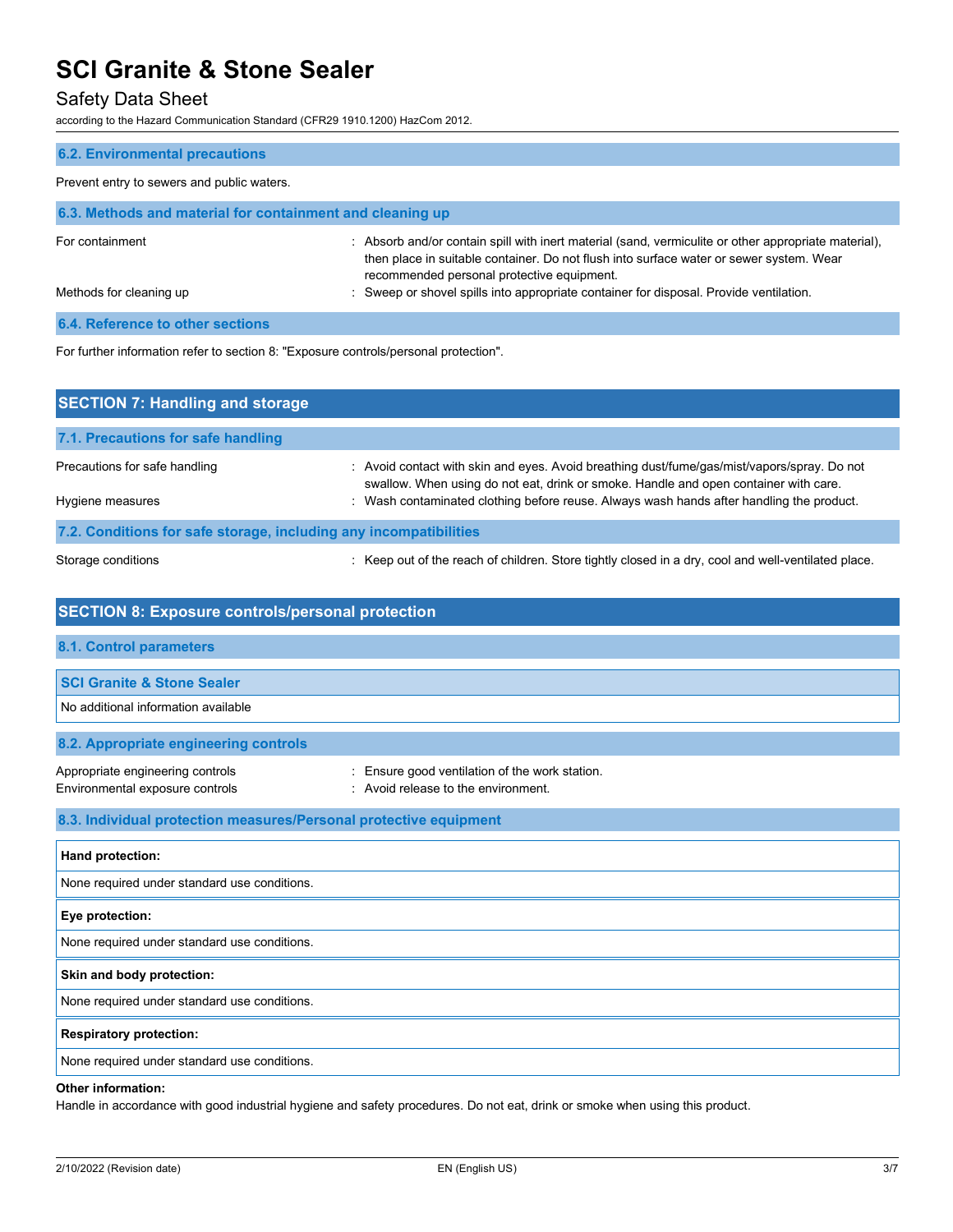### 6.2. Environmental precautions

Prevent entry to sewers and public waters.

### 6.3. Methods and material for containment and cleaning up

| | |
|---|---|
| For containment | : Absorb and/or contain spill with inert material (sand, vermiculite or other appropriate material), then place in suitable container. Do not flush into surface water or sewer system. Wear recommended personal protective equipment. |
| Methods for cleaning up | : Sweep or shovel spills into appropriate container for disposal. Provide ventilation. |

### 6.4. Reference to other sections

For further information refer to section 8: "Exposure controls/personal protection".

## SECTION 7: Handling and storage

### 7.1. Precautions for safe handling

| | |
|---|---|
| Precautions for safe handling | : Avoid contact with skin and eyes. Avoid breathing dust/fume/gas/mist/vapors/spray. Do not swallow. When using do not eat, drink or smoke. Handle and open container with care. |
| Hygiene measures | : Wash contaminated clothing before reuse. Always wash hands after handling the product. |

### 7.2. Conditions for safe storage, including any incompatibilities

| | |
|---|---|
| Storage conditions | : Keep out of the reach of children. Store tightly closed in a dry, cool and well-ventilated place. |

## SECTION 8: Exposure controls/personal protection

### 8.1. Control parameters

| SCI Granite & Stone Sealer |
|---|
| No additional information available |

### 8.2. Appropriate engineering controls

| | |
|---|---|
| Appropriate engineering controls | : Ensure good ventilation of the work station. |
| Environmental exposure controls | : Avoid release to the environment. |

### 8.3. Individual protection measures/Personal protective equipment

| **Hand protection:** |
|---|
| None required under standard use conditions. |

| **Eye protection:** |
|---|
| None required under standard use conditions. |

| **Skin and body protection:** |
|---|
| None required under standard use conditions. |

| **Respiratory protection:** |
|---|
| None required under standard use conditions. |

**Other information:**

Handle in accordance with good industrial hygiene and safety procedures. Do not eat, drink or smoke when using this product.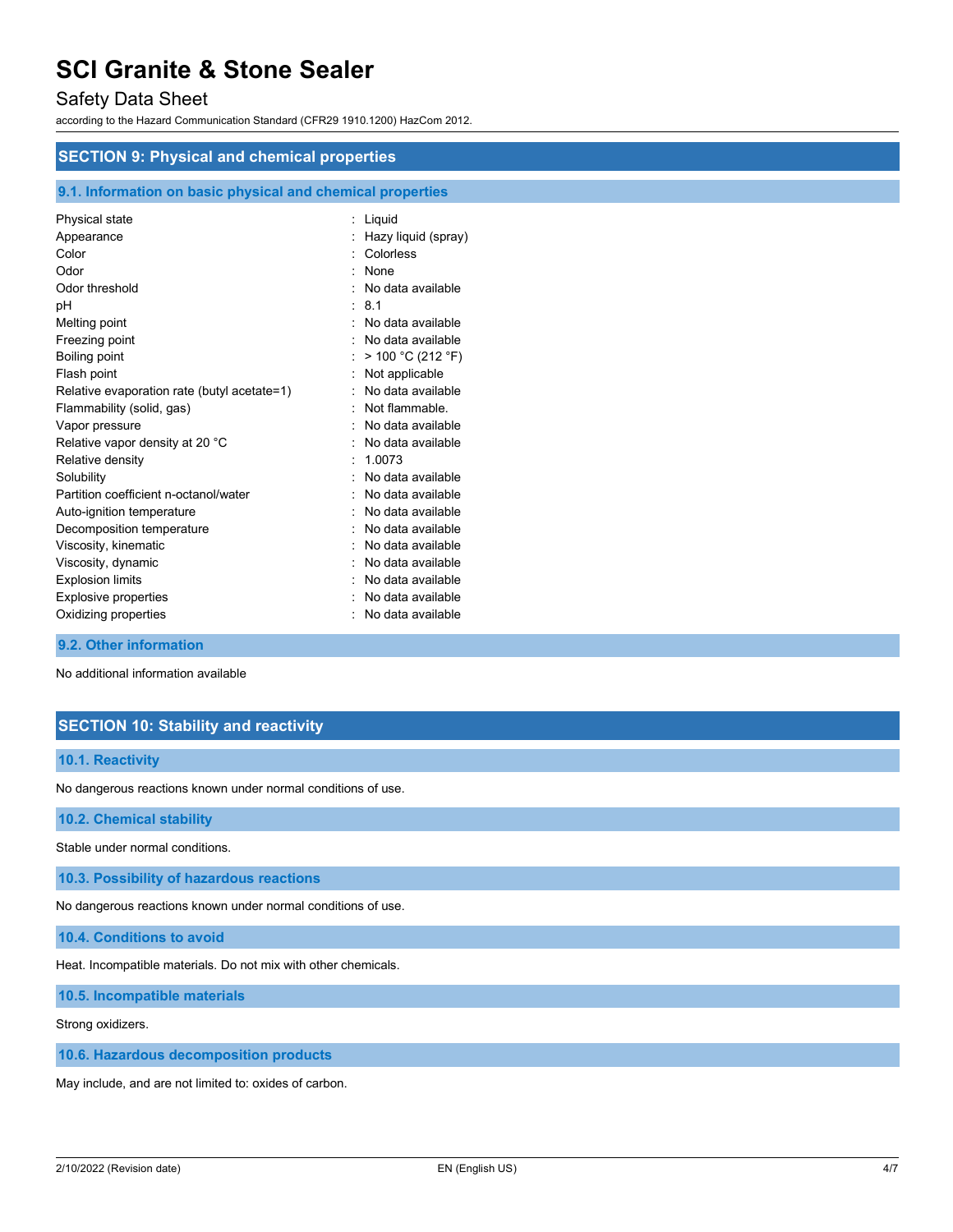## SECTION 9: Physical and chemical properties

### 9.1. Information on basic physical and chemical properties

| Property | Value |
|---|---|
| Physical state | Liquid |
| Appearance | Hazy liquid (spray) |
| Color | Colorless |
| Odor | None |
| Odor threshold | No data available |
| pH | 8.1 |
| Melting point | No data available |
| Freezing point | No data available |
| Boiling point | > 100 °C (212 °F) |
| Flash point | Not applicable |
| Relative evaporation rate (butyl acetate=1) | No data available |
| Flammability (solid, gas) | Not flammable. |
| Vapor pressure | No data available |
| Relative vapor density at 20 °C | No data available |
| Relative density | 1.0073 |
| Solubility | No data available |
| Partition coefficient n-octanol/water | No data available |
| Auto-ignition temperature | No data available |
| Decomposition temperature | No data available |
| Viscosity, kinematic | No data available |
| Viscosity, dynamic | No data available |
| Explosion limits | No data available |
| Explosive properties | No data available |
| Oxidizing properties | No data available |

### 9.2. Other information

No additional information available

## SECTION 10: Stability and reactivity

### 10.1. Reactivity

No dangerous reactions known under normal conditions of use.

### 10.2. Chemical stability

Stable under normal conditions.

### 10.3. Possibility of hazardous reactions

No dangerous reactions known under normal conditions of use.

### 10.4. Conditions to avoid

Heat. Incompatible materials. Do not mix with other chemicals.

### 10.5. Incompatible materials

Strong oxidizers.

### 10.6. Hazardous decomposition products

May include, and are not limited to: oxides of carbon.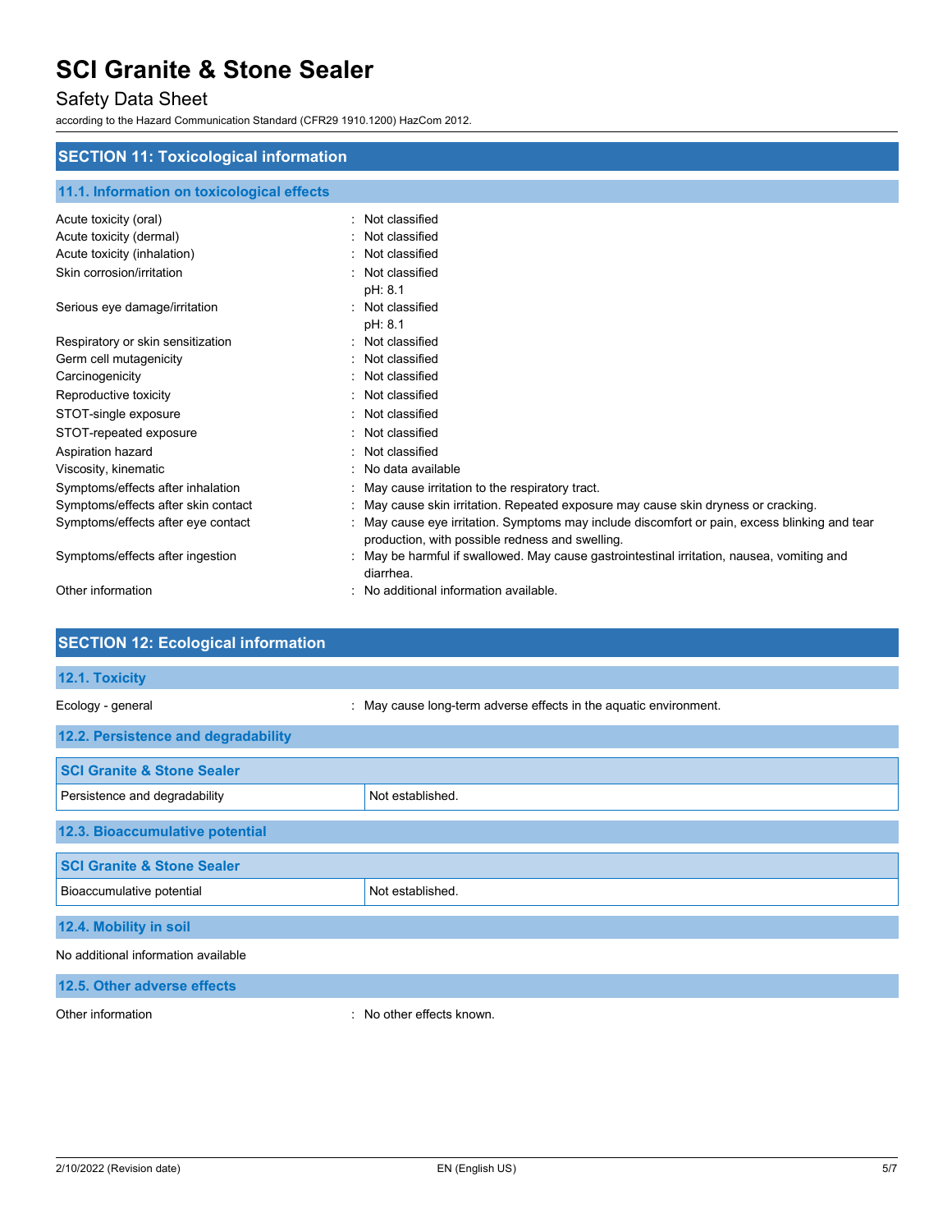## SECTION 11: Toxicological information

### 11.1. Information on toxicological effects

| | |
|---|---|
| Acute toxicity (oral) | : Not classified |
| Acute toxicity (dermal) | : Not classified |
| Acute toxicity (inhalation) | : Not classified |
| Skin corrosion/irritation | : Not classified<br>pH: 8.1 |
| Serious eye damage/irritation | : Not classified<br>pH: 8.1 |
| Respiratory or skin sensitization | : Not classified |
| Germ cell mutagenicity | : Not classified |
| Carcinogenicity | : Not classified |
| Reproductive toxicity | : Not classified |
| STOT-single exposure | : Not classified |
| STOT-repeated exposure | : Not classified |
| Aspiration hazard | : Not classified |
| Viscosity, kinematic | : No data available |
| Symptoms/effects after inhalation | : May cause irritation to the respiratory tract. |
| Symptoms/effects after skin contact | : May cause skin irritation. Repeated exposure may cause skin dryness or cracking. |
| Symptoms/effects after eye contact | : May cause eye irritation. Symptoms may include discomfort or pain, excess blinking and tear production, with possible redness and swelling. |
| Symptoms/effects after ingestion | : May be harmful if swallowed. May cause gastrointestinal irritation, nausea, vomiting and diarrhea. |
| Other information | : No additional information available. |

## SECTION 12: Ecological information

### 12.1. Toxicity

Ecology - general : May cause long-term adverse effects in the aquatic environment.

### 12.2. Persistence and degradability

| SCI Granite & Stone Sealer | |
|---|---|
| Persistence and degradability | Not established. |

### 12.3. Bioaccumulative potential

| SCI Granite & Stone Sealer | |
|---|---|
| Bioaccumulative potential | Not established. |

### 12.4. Mobility in soil

No additional information available

### 12.5. Other adverse effects

Other information : No other effects known.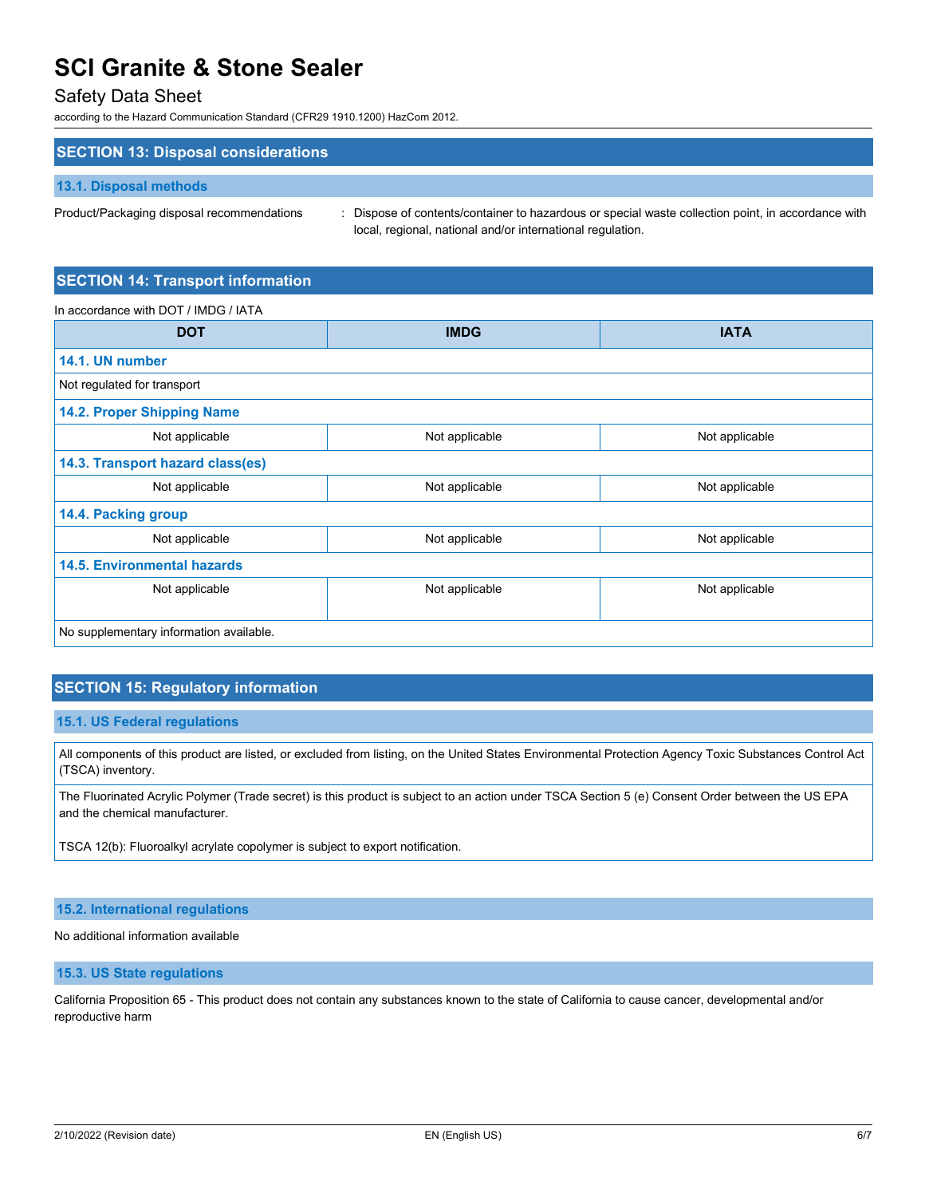## SECTION 13: Disposal considerations

### 13.1. Disposal methods

Product/Packaging disposal recommendations : Dispose of contents/container to hazardous or special waste collection point, in accordance with local, regional, national and/or international regulation.

## SECTION 14: Transport information

In accordance with DOT / IMDG / IATA

| DOT | IMDG | IATA |
|---|---|---|
| **14.1. UN number** | | |
| Not regulated for transport | | |
| **14.2. Proper Shipping Name** | | |
| Not applicable | Not applicable | Not applicable |
| **14.3. Transport hazard class(es)** | | |
| Not applicable | Not applicable | Not applicable |
| **14.4. Packing group** | | |
| Not applicable | Not applicable | Not applicable |
| **14.5. Environmental hazards** | | |
| Not applicable | Not applicable | Not applicable |
| No supplementary information available. | | |

## SECTION 15: Regulatory information

### 15.1. US Federal regulations

All components of this product are listed, or excluded from listing, on the United States Environmental Protection Agency Toxic Substances Control Act (TSCA) inventory.

The Fluorinated Acrylic Polymer (Trade secret) is this product is subject to an action under TSCA Section 5 (e) Consent Order between the US EPA and the chemical manufacturer.

TSCA 12(b): Fluoroalkyl acrylate copolymer is subject to export notification.

### 15.2. International regulations

No additional information available

### 15.3. US State regulations

California Proposition 65 - This product does not contain any substances known to the state of California to cause cancer, developmental and/or reproductive harm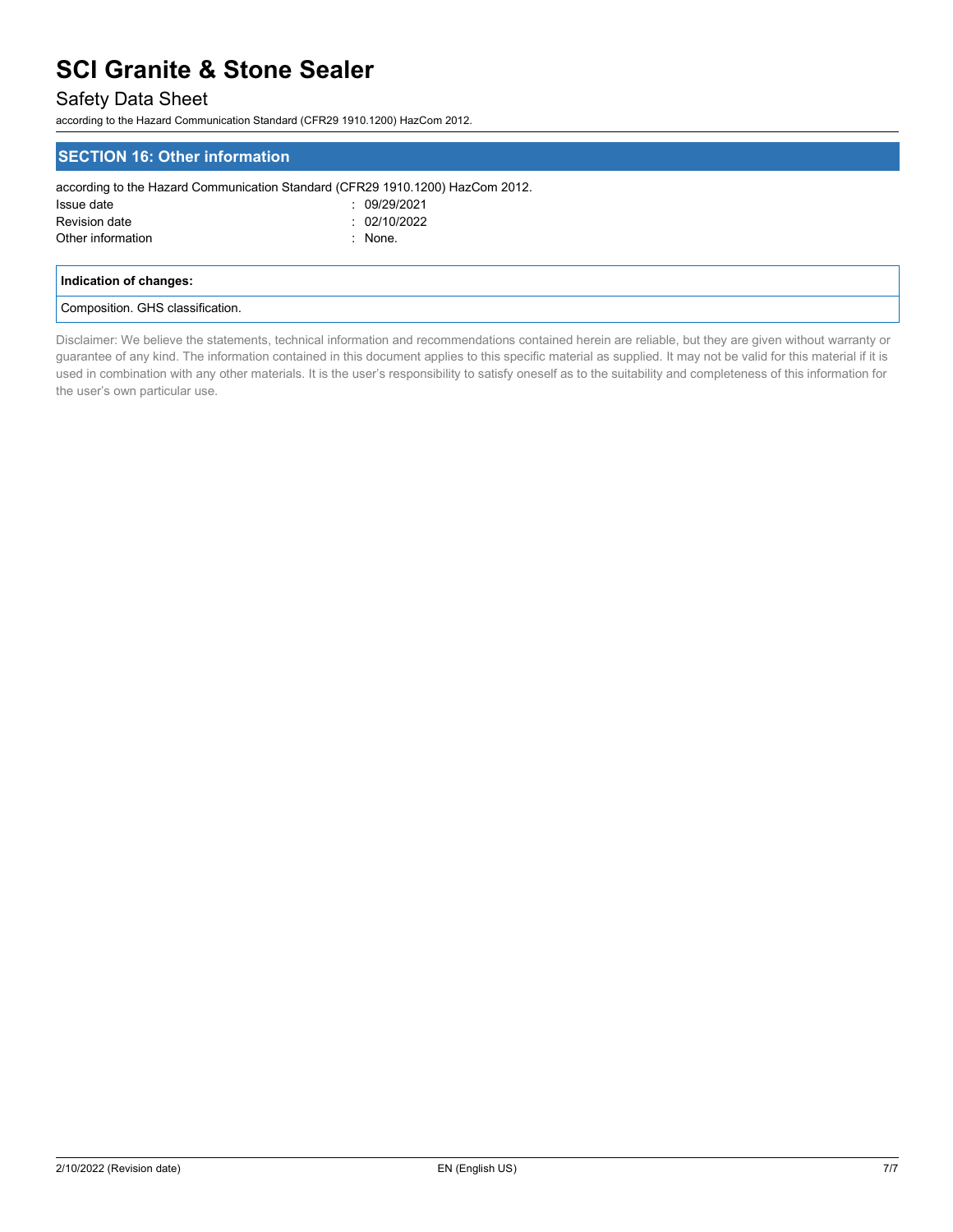## SECTION 16: Other information

according to the Hazard Communication Standard (CFR29 1910.1200) HazCom 2012.

| | |
|---|---|
| Issue date | : 09/29/2021 |
| Revision date | : 02/10/2022 |
| Other information | : None. |

| Indication of changes: |
|---|
| Composition. GHS classification. |

Disclaimer: We believe the statements, technical information and recommendations contained herein are reliable, but they are given without warranty or guarantee of any kind. The information contained in this document applies to this specific material as supplied. It may not be valid for this material if it is used in combination with any other materials. It is the user's responsibility to satisfy oneself as to the suitability and completeness of this information for the user's own particular use.